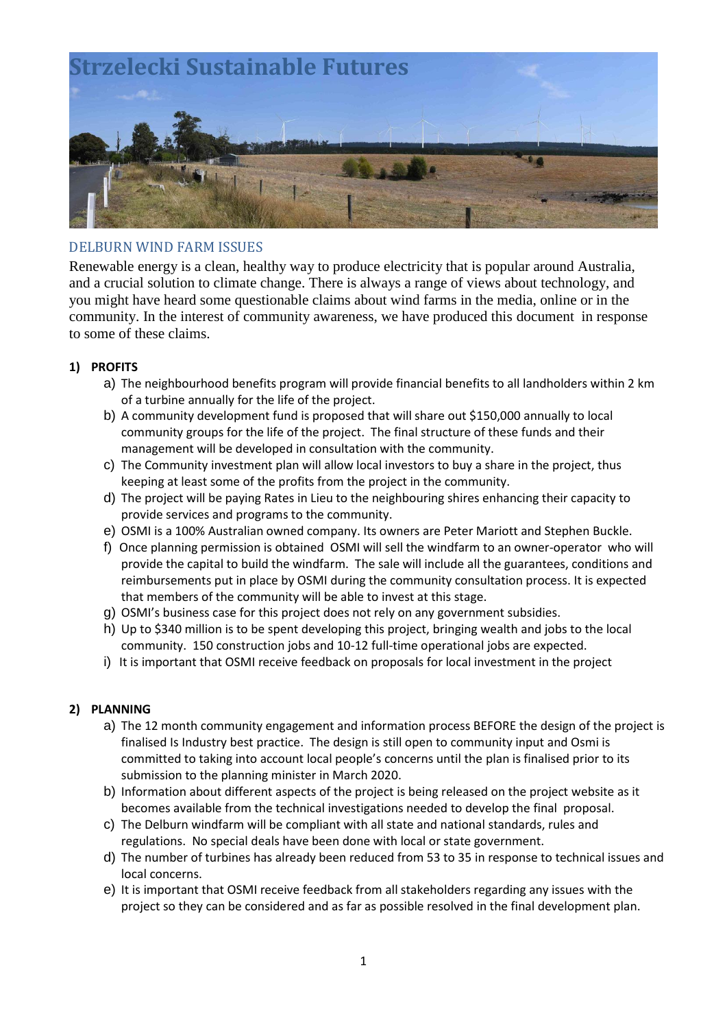# Strzelecki Sustainable Futures

## DELBURN WIND FARM ISSUES

Renewable energy is a clean, healthy way to produce electricity that is popular around Australia, and a crucial solution to climate change. There is always a range of views about technology, and you might have heard some questionable claims about wind farms in the media, online or in the community. In the interest of community awareness, we have produced this document in response to some of these claims.

### 1) PROFITS

a) The neighbourhood benefits program will provide financial benefits to all landholders within 2 km of a turbine annually for the life of the project.

b) A community development fund is proposed that will share out $150,000 annually to local community groups for the life of the project. The final structure of these funds and their management will be developed in consultation with the community.

c) The Community investment plan will allow local investors to buy a share in the project, thus keeping at least some of the profits from the project in the community.

d) The project will be paying Rates in Lieu to the neighbouring shires enhancing their capacity to provide services and programs to the community.

e) OSMI is a 100% Australian owned company. Its owners are Peter Mariott and Stephen Buckle.

f) Once planning permission is obtained OSMI will sell the windfarm to an owner-operator who will provide the capital to build the windfarm. The sale will include all the guarantees, conditions and reimbursements put in place by OSMI during the community consultation process. It is expected that members of the community will be able to invest at this stage.

g) OSMI's business case for this project does not rely on any government subsidies.

h) Up to $340 million is to be spent developing this project, bringing wealth and jobs to the local community. 150 construction jobs and 10-12 full-time operational jobs are expected.

i) It is important that OSMI receive feedback on proposals for local investment in the project

### 2) PLANNING

a) The 12 month community engagement and information process BEFORE the design of the project is finalised Is Industry best practice. The design is still open to community input and Osmi is committed to taking into account local people's concerns until the plan is finalised prior to its submission to the planning minister in March 2020.

b) Information about different aspects of the project is being released on the project website as it becomes available from the technical investigations needed to develop the final proposal.

c) The Delburn windfarm will be compliant with all state and national standards, rules and regulations. No special deals have been done with local or state government.

d) The number of turbines has already been reduced from 53 to 35 in response to technical issues and local concerns.

e) It is important that OSMI receive feedback from all stakeholders regarding any issues with the project so they can be considered and as far as possible resolved in the final development plan.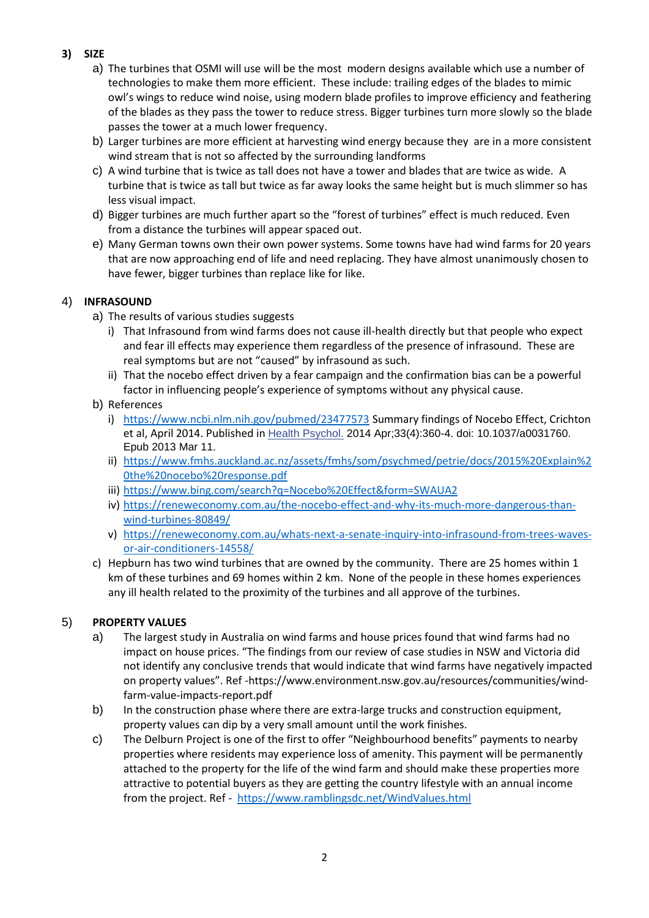3) **SIZE**

   a) The turbines that OSMI will use will be the most modern designs available which use a number of technologies to make them more efficient. These include: trailing edges of the blades to mimic owl's wings to reduce wind noise, using modern blade profiles to improve efficiency and feathering of the blades as they pass the tower to reduce stress. Bigger turbines turn more slowly so the blade passes the tower at a much lower frequency.

   b) Larger turbines are more efficient at harvesting wind energy because they are in a more consistent wind stream that is not so affected by the surrounding landforms

   c) A wind turbine that is twice as tall does not have a tower and blades that are twice as wide. A turbine that is twice as tall but twice as far away looks the same height but is much slimmer so has less visual impact.

   d) Bigger turbines are much further apart so the "forest of turbines" effect is much reduced. Even from a distance the turbines will appear spaced out.

   e) Many German towns own their own power systems. Some towns have had wind farms for 20 years that are now approaching end of life and need replacing. They have almost unanimously chosen to have fewer, bigger turbines than replace like for like.

4) **INFRASOUND**

   a) The results of various studies suggests

      i) That Infrasound from wind farms does not cause ill-health directly but that people who expect and fear ill effects may experience them regardless of the presence of infrasound. These are real symptoms but are not "caused" by infrasound as such.

      ii) That the nocebo effect driven by a fear campaign and the confirmation bias can be a powerful factor in influencing people's experience of symptoms without any physical cause.

   b) References

      i) https://www.ncbi.nlm.nih.gov/pubmed/23477573 Summary findings of Nocebo Effect, Crichton et al, April 2014. Published in Health Psychol. 2014 Apr;33(4):360-4. doi: 10.1037/a0031760. Epub 2013 Mar 11.

      ii) https://www.fmhs.auckland.ac.nz/assets/fmhs/som/psychmed/petrie/docs/2015%20Explain%20the%20nocebo%20response.pdf

      iii) https://www.bing.com/search?q=Nocebo%20Effect&form=SWAUA2

      iv) https://reneweconomy.com.au/the-nocebo-effect-and-why-its-much-more-dangerous-than-wind-turbines-80849/

      v) https://reneweconomy.com.au/whats-next-a-senate-inquiry-into-infrasound-from-trees-waves-or-air-conditioners-14558/

   c) Hepburn has two wind turbines that are owned by the community. There are 25 homes within 1 km of these turbines and 69 homes within 2 km. None of the people in these homes experiences any ill health related to the proximity of the turbines and all approve of the turbines.

5) **PROPERTY VALUES**

   a) The largest study in Australia on wind farms and house prices found that wind farms had no impact on house prices. "The findings from our review of case studies in NSW and Victoria did not identify any conclusive trends that would indicate that wind farms have negatively impacted on property values". Ref -https://www.environment.nsw.gov.au/resources/communities/wind-farm-value-impacts-report.pdf

   b) In the construction phase where there are extra-large trucks and construction equipment, property values can dip by a very small amount until the work finishes.

   c) The Delburn Project is one of the first to offer "Neighbourhood benefits" payments to nearby properties where residents may experience loss of amenity. This payment will be permanently attached to the property for the life of the wind farm and should make these properties more attractive to potential buyers as they are getting the country lifestyle with an annual income from the project. Ref - https://www.ramblingsdc.net/WindValues.html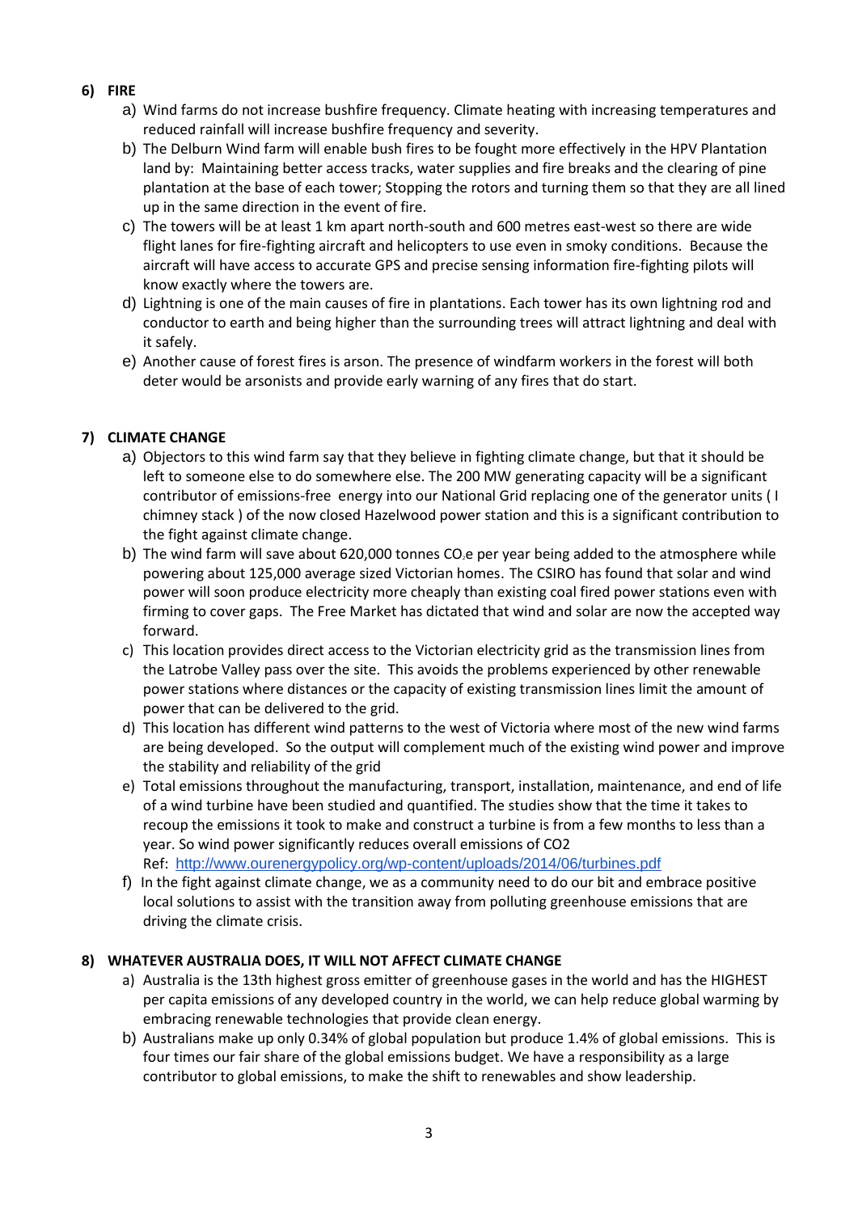## 6) FIRE

a) Wind farms do not increase bushfire frequency. Climate heating with increasing temperatures and reduced rainfall will increase bushfire frequency and severity.

b) The Delburn Wind farm will enable bush fires to be fought more effectively in the HPV Plantation land by: Maintaining better access tracks, water supplies and fire breaks and the clearing of pine plantation at the base of each tower; Stopping the rotors and turning them so that they are all lined up in the same direction in the event of fire.

c) The towers will be at least 1 km apart north-south and 600 metres east-west so there are wide flight lanes for fire-fighting aircraft and helicopters to use even in smoky conditions. Because the aircraft will have access to accurate GPS and precise sensing information fire-fighting pilots will know exactly where the towers are.

d) Lightning is one of the main causes of fire in plantations. Each tower has its own lightning rod and conductor to earth and being higher than the surrounding trees will attract lightning and deal with it safely.

e) Another cause of forest fires is arson. The presence of windfarm workers in the forest will both deter would be arsonists and provide early warning of any fires that do start.

## 7) CLIMATE CHANGE

a) Objectors to this wind farm say that they believe in fighting climate change, but that it should be left to someone else to do somewhere else. The 200 MW generating capacity will be a significant contributor of emissions-free energy into our National Grid replacing one of the generator units ( I chimney stack ) of the now closed Hazelwood power station and this is a significant contribution to the fight against climate change.

b) The wind farm will save about 620,000 tonnes $CO_2e$ per year being added to the atmosphere while powering about 125,000 average sized Victorian homes. The CSIRO has found that solar and wind power will soon produce electricity more cheaply than existing coal fired power stations even with firming to cover gaps. The Free Market has dictated that wind and solar are now the accepted way forward.

c) This location provides direct access to the Victorian electricity grid as the transmission lines from the Latrobe Valley pass over the site. This avoids the problems experienced by other renewable power stations where distances or the capacity of existing transmission lines limit the amount of power that can be delivered to the grid.

d) This location has different wind patterns to the west of Victoria where most of the new wind farms are being developed. So the output will complement much of the existing wind power and improve the stability and reliability of the grid

e) Total emissions throughout the manufacturing, transport, installation, maintenance, and end of life of a wind turbine have been studied and quantified. The studies show that the time it takes to recoup the emissions it took to make and construct a turbine is from a few months to less than a year. So wind power significantly reduces overall emissions of CO2
Ref: http://www.ourenergypolicy.org/wp-content/uploads/2014/06/turbines.pdf

f) In the fight against climate change, we as a community need to do our bit and embrace positive local solutions to assist with the transition away from polluting greenhouse emissions that are driving the climate crisis.

## 8) WHATEVER AUSTRALIA DOES, IT WILL NOT AFFECT CLIMATE CHANGE

a) Australia is the 13th highest gross emitter of greenhouse gases in the world and has the HIGHEST per capita emissions of any developed country in the world, we can help reduce global warming by embracing renewable technologies that provide clean energy.

b) Australians make up only 0.34% of global population but produce 1.4% of global emissions. This is four times our fair share of the global emissions budget. We have a responsibility as a large contributor to global emissions, to make the shift to renewables and show leadership.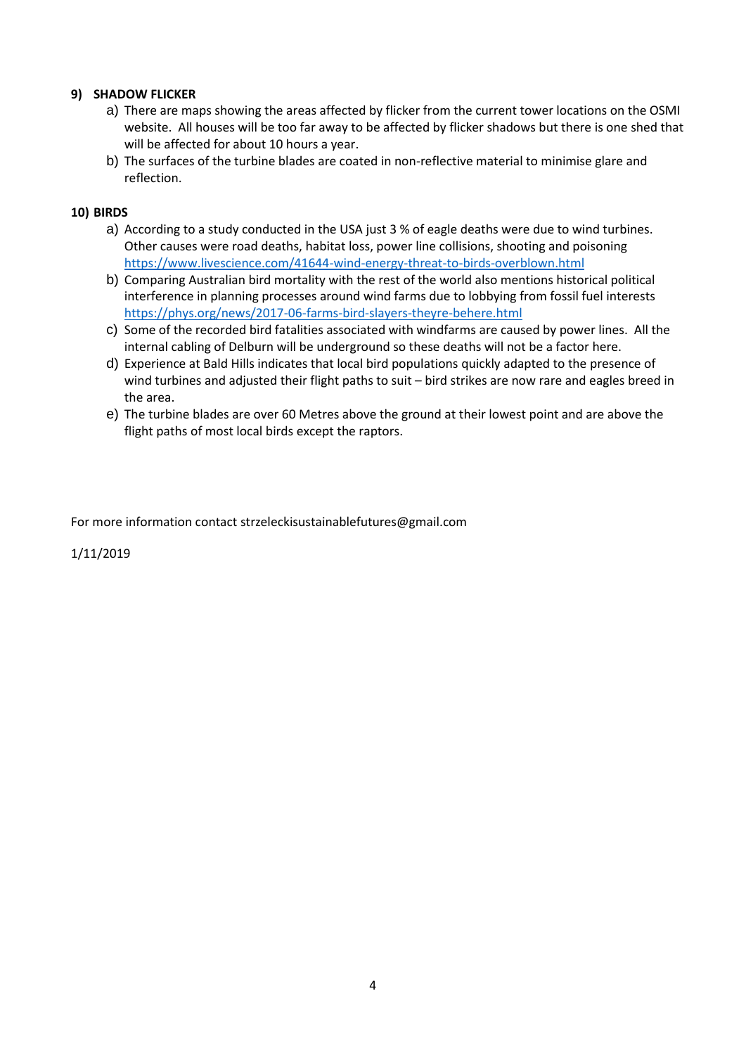## 9) SHADOW FLICKER

a) There are maps showing the areas affected by flicker from the current tower locations on the OSMI website. All houses will be too far away to be affected by flicker shadows but there is one shed that will be affected for about 10 hours a year.

b) The surfaces of the turbine blades are coated in non-reflective material to minimise glare and reflection.

## 10) BIRDS

a) According to a study conducted in the USA just 3 % of eagle deaths were due to wind turbines. Other causes were road deaths, habitat loss, power line collisions, shooting and poisoning https://www.livescience.com/41644-wind-energy-threat-to-birds-overblown.html

b) Comparing Australian bird mortality with the rest of the world also mentions historical political interference in planning processes around wind farms due to lobbying from fossil fuel interests https://phys.org/news/2017-06-farms-bird-slayers-theyre-behere.html

c) Some of the recorded bird fatalities associated with windfarms are caused by power lines. All the internal cabling of Delburn will be underground so these deaths will not be a factor here.

d) Experience at Bald Hills indicates that local bird populations quickly adapted to the presence of wind turbines and adjusted their flight paths to suit – bird strikes are now rare and eagles breed in the area.

e) The turbine blades are over 60 Metres above the ground at their lowest point and are above the flight paths of most local birds except the raptors.

For more information contact strzeleckisustainablefutures@gmail.com

1/11/2019